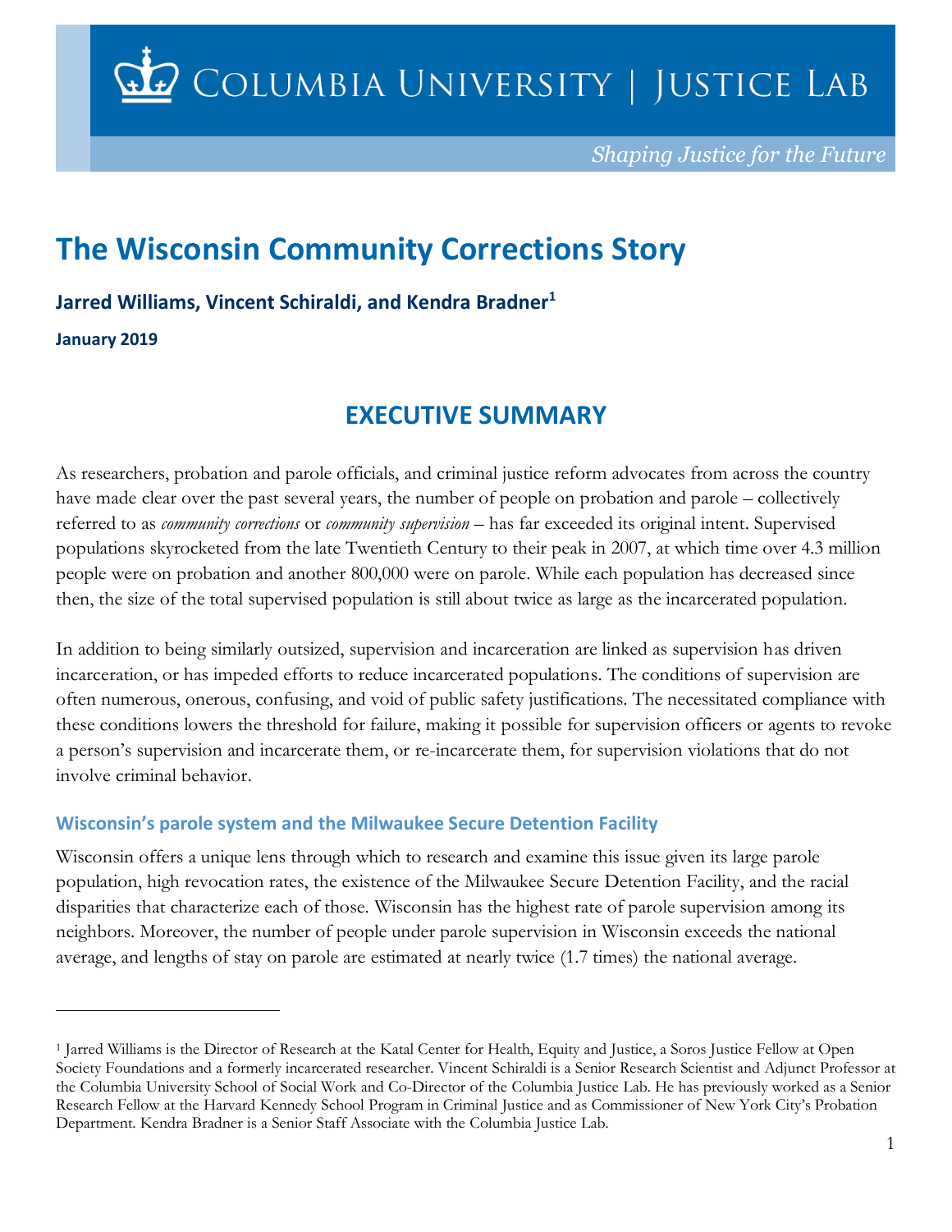COLUMBIA UNIVERSITY | JUSTICE LAB

*Shaping Justice for the Future*

# The Wisconsin Community Corrections Story

**Jarred Williams, Vincent Schiraldi, and Kendra Bradner[1]**

**January 2019**

## EXECUTIVE SUMMARY

As researchers, probation and parole officials, and criminal justice reform advocates from across the country have made clear over the past several years, the number of people on probation and parole – collectively referred to as *community corrections* or *community supervision* – has far exceeded its original intent. Supervised populations skyrocketed from the late Twentieth Century to their peak in 2007, at which time over 4.3 million people were on probation and another 800,000 were on parole. While each population has decreased since then, the size of the total supervised population is still about twice as large as the incarcerated population.

In addition to being similarly outsized, supervision and incarceration are linked as supervision has driven incarceration, or has impeded efforts to reduce incarcerated populations. The conditions of supervision are often numerous, onerous, confusing, and void of public safety justifications. The necessitated compliance with these conditions lowers the threshold for failure, making it possible for supervision officers or agents to revoke a person's supervision and incarcerate them, or re-incarcerate them, for supervision violations that do not involve criminal behavior.

### Wisconsin's parole system and the Milwaukee Secure Detention Facility

Wisconsin offers a unique lens through which to research and examine this issue given its large parole population, high revocation rates, the existence of the Milwaukee Secure Detention Facility, and the racial disparities that characterize each of those. Wisconsin has the highest rate of parole supervision among its neighbors. Moreover, the number of people under parole supervision in Wisconsin exceeds the national average, and lengths of stay on parole are estimated at nearly twice (1.7 times) the national average.

---

[1] Jarred Williams is the Director of Research at the Katal Center for Health, Equity and Justice, a Soros Justice Fellow at Open Society Foundations and a formerly incarcerated researcher. Vincent Schiraldi is a Senior Research Scientist and Adjunct Professor at the Columbia University School of Social Work and Co-Director of the Columbia Justice Lab. He has previously worked as a Senior Research Fellow at the Harvard Kennedy School Program in Criminal Justice and as Commissioner of New York City's Probation Department. Kendra Bradner is a Senior Staff Associate with the Columbia Justice Lab.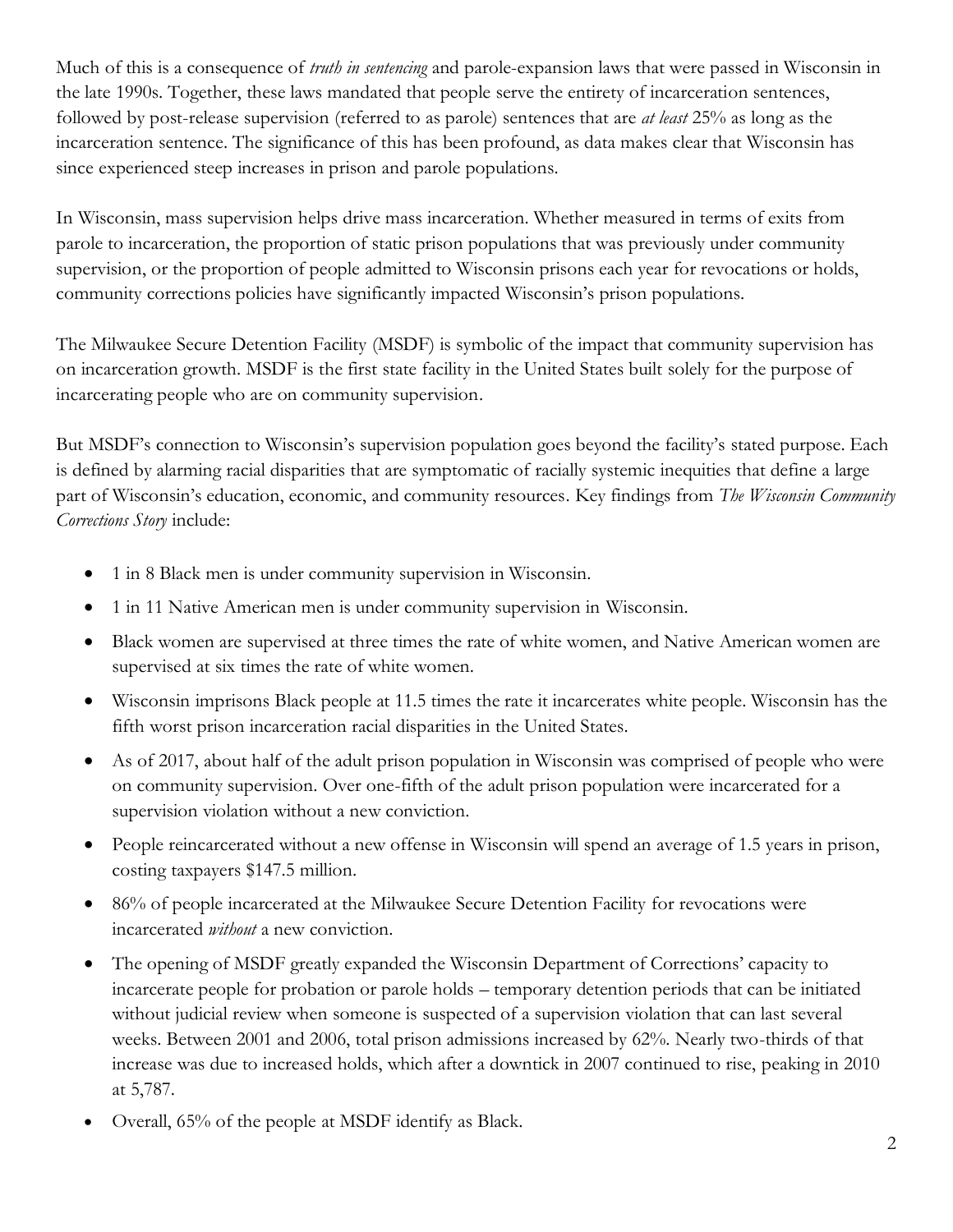Much of this is a consequence of *truth in sentencing* and parole-expansion laws that were passed in Wisconsin in the late 1990s. Together, these laws mandated that people serve the entirety of incarceration sentences, followed by post-release supervision (referred to as parole) sentences that are *at least* 25% as long as the incarceration sentence. The significance of this has been profound, as data makes clear that Wisconsin has since experienced steep increases in prison and parole populations.

In Wisconsin, mass supervision helps drive mass incarceration. Whether measured in terms of exits from parole to incarceration, the proportion of static prison populations that was previously under community supervision, or the proportion of people admitted to Wisconsin prisons each year for revocations or holds, community corrections policies have significantly impacted Wisconsin's prison populations.

The Milwaukee Secure Detention Facility (MSDF) is symbolic of the impact that community supervision has on incarceration growth. MSDF is the first state facility in the United States built solely for the purpose of incarcerating people who are on community supervision.

But MSDF's connection to Wisconsin's supervision population goes beyond the facility's stated purpose. Each is defined by alarming racial disparities that are symptomatic of racially systemic inequities that define a large part of Wisconsin's education, economic, and community resources. Key findings from *The Wisconsin Community Corrections Story* include:

- 1 in 8 Black men is under community supervision in Wisconsin.
- 1 in 11 Native American men is under community supervision in Wisconsin.
- Black women are supervised at three times the rate of white women, and Native American women are supervised at six times the rate of white women.
- Wisconsin imprisons Black people at 11.5 times the rate it incarcerates white people. Wisconsin has the fifth worst prison incarceration racial disparities in the United States.
- As of 2017, about half of the adult prison population in Wisconsin was comprised of people who were on community supervision. Over one-fifth of the adult prison population were incarcerated for a supervision violation without a new conviction.
- People reincarcerated without a new offense in Wisconsin will spend an average of 1.5 years in prison, costing taxpayers $147.5 million.
- 86% of people incarcerated at the Milwaukee Secure Detention Facility for revocations were incarcerated *without* a new conviction.
- The opening of MSDF greatly expanded the Wisconsin Department of Corrections' capacity to incarcerate people for probation or parole holds – temporary detention periods that can be initiated without judicial review when someone is suspected of a supervision violation that can last several weeks. Between 2001 and 2006, total prison admissions increased by 62%. Nearly two-thirds of that increase was due to increased holds, which after a downtick in 2007 continued to rise, peaking in 2010 at 5,787.
- Overall, 65% of the people at MSDF identify as Black.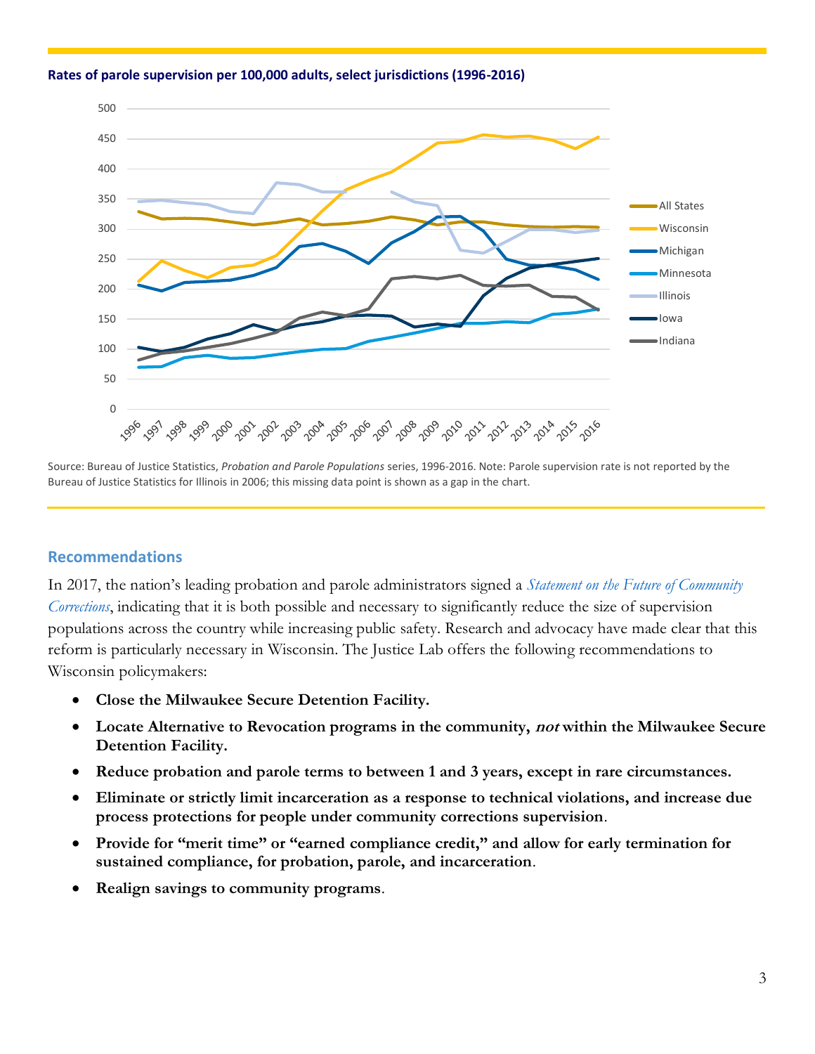**Rates of parole supervision per 100,000 adults, select jurisdictions (1996-2016)**

500
450
400
350
300
250
200
150
100
50
0

1996 1997 1998 1999 2000 2001 2002 2003 2004 2005 2006 2007 2008 2009 2010 2011 2012 2013 2014 2015 2016

All States
Wisconsin
Michigan
Minnesota
Illinois
Iowa
Indiana

Source: Bureau of Justice Statistics, *Probation and Parole Populations* series, 1996-2016. Note: Parole supervision rate is not reported by the Bureau of Justice Statistics for Illinois in 2006; this missing data point is shown as a gap in the chart.

## Recommendations

In 2017, the nation's leading probation and parole administrators signed a *Statement on the Future of Community Corrections*, indicating that it is both possible and necessary to significantly reduce the size of supervision populations across the country while increasing public safety. Research and advocacy have made clear that this reform is particularly necessary in Wisconsin. The Justice Lab offers the following recommendations to Wisconsin policymakers:

- **Close the Milwaukee Secure Detention Facility.**
- **Locate Alternative to Revocation programs in the community, *not* within the Milwaukee Secure Detention Facility.**
- **Reduce probation and parole terms to between 1 and 3 years, except in rare circumstances.**
- **Eliminate or strictly limit incarceration as a response to technical violations, and increase due process protections for people under community corrections supervision**.
- **Provide for "merit time" or "earned compliance credit," and allow for early termination for sustained compliance, for probation, parole, and incarceration**.
- **Realign savings to community programs**.